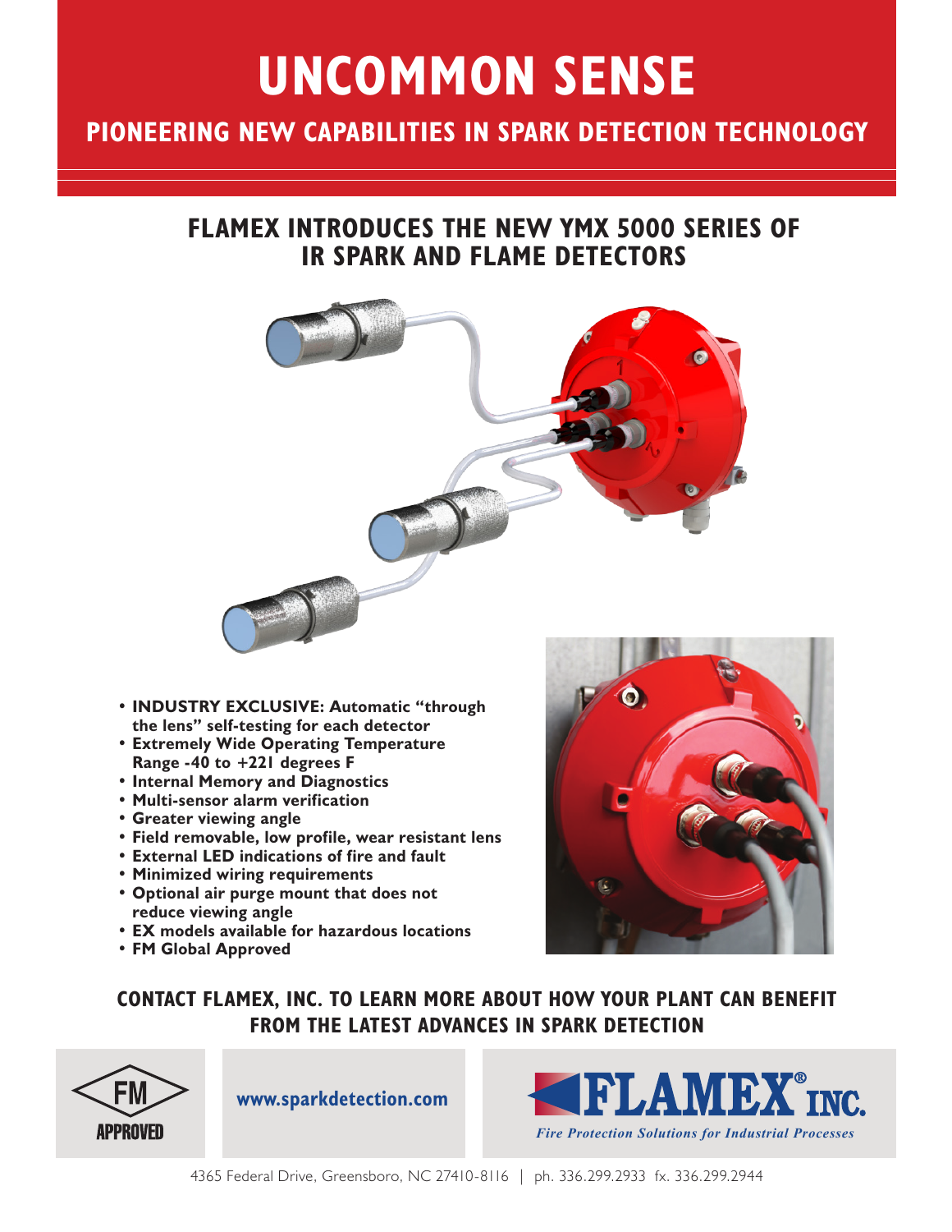# UNCOMMON SENSE

## PIONEERING NEW CAPABILITIES IN SPARK DETECTION TECHNOLOGY

## FLAMEX INTRODUCES THE NEW YMX 5000 SERIES OF IR SPARK AND FLAME DETECTORS

- **INDUSTRY EXCLUSIVE: Automatic "through the lens" self-testing for each detector**
- **Extremely Wide Operating Temperature Range -40 to +221 degrees F**
- **Internal Memory and Diagnostics**
- **Multi-sensor alarm verification**
- **Greater viewing angle**
- **Field removable, low profile, wear resistant lens**
- **External LED indications of fire and fault**
- **Minimized wiring requirements**
- **Optional air purge mount that does not reduce viewing angle**
- **EX models available for hazardous locations**
- **FM Global Approved**

## CONTACT FLAMEX, INC. TO LEARN MORE ABOUT HOW YOUR PLANT CAN BENEFIT FROM THE LATEST ADVANCES IN SPARK DETECTION

FM APPROVED

**www.sparkdetection.com**

FLAMEX® INC.

*Fire Protection Solutions for Industrial Processes*

4365 Federal Drive, Greensboro, NC 27410-8116 | ph. 336.299.2933 fx. 336.299.2944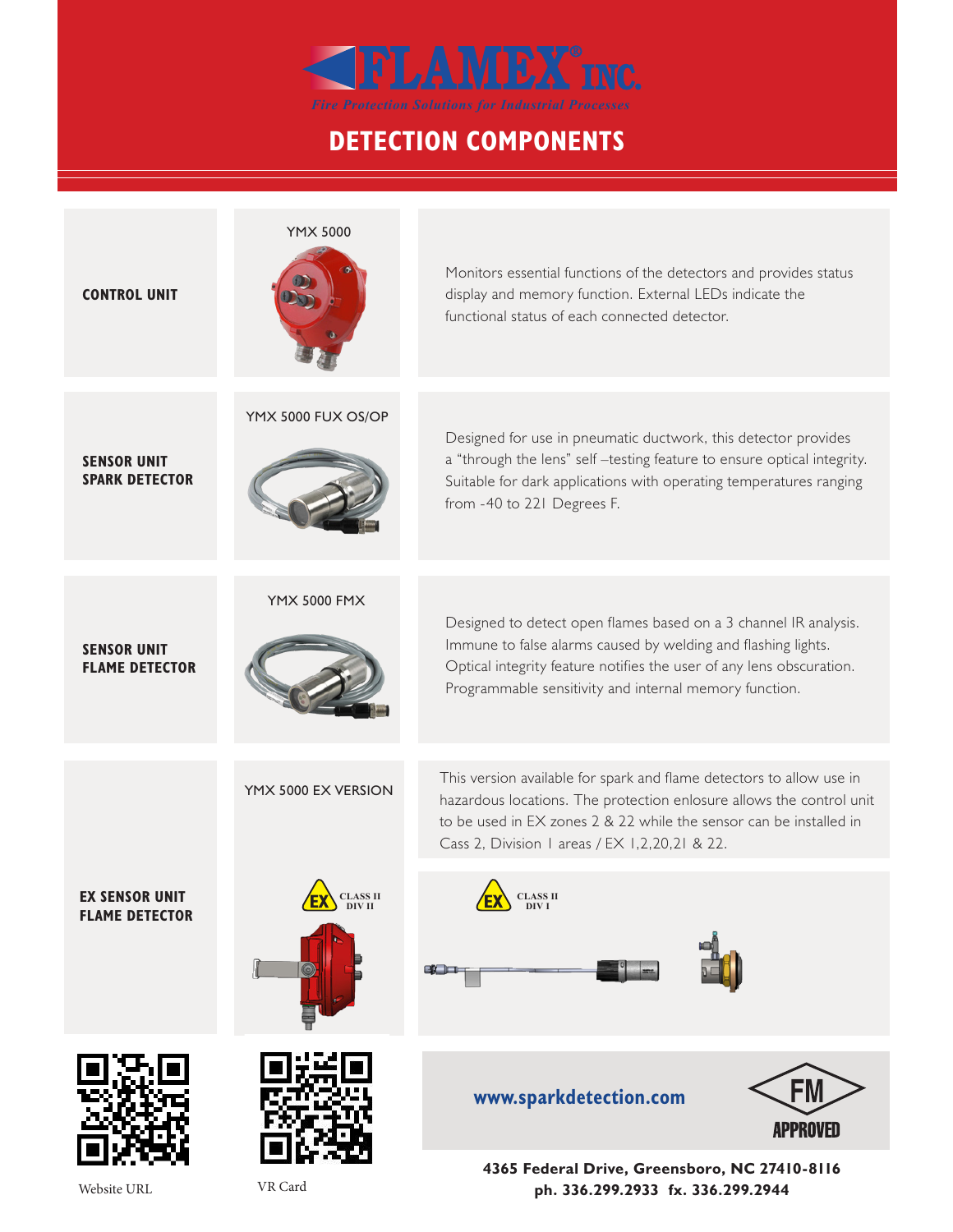# FLAMEX® INC.

*Fire Protection Solutions for Industrial Processes*

## DETECTION COMPONENTS

| | | |
|---|---|---|
| **CONTROL UNIT** | YMX 5000 | Monitors essential functions of the detectors and provides status display and memory function. External LEDs indicate the functional status of each connected detector. |
| **SENSOR UNIT SPARK DETECTOR** | YMX 5000 FUX OS/OP | Designed for use in pneumatic ductwork, this detector provides a “through the lens” self –testing feature to ensure optical integrity. Suitable for dark applications with operating temperatures ranging from -40 to 221 Degrees F. |
| **SENSOR UNIT FLAME DETECTOR** | YMX 5000 FMX | Designed to detect open flames based on a 3 channel IR analysis. Immune to false alarms caused by welding and flashing lights. Optical integrity feature notifies the user of any lens obscuration. Programmable sensitivity and internal memory function. |
| **EX SENSOR UNIT FLAME DETECTOR** | YMX 5000 EX VERSION | This version available for spark and flame detectors to allow use in hazardous locations. The protection enlosure allows the control unit to be used in EX zones 2 & 22 while the sensor can be installed in Cass 2, Division 1 areas / EX 1,2,20,21 & 22. |
| | EX CLASS II DIV II | EX CLASS II DIV I |

Website URL

VR Card

**www.sparkdetection.com**

FM APPROVED

**4365 Federal Drive, Greensboro, NC 27410-8116**
**ph. 336.299.2933 fx. 336.299.2944**